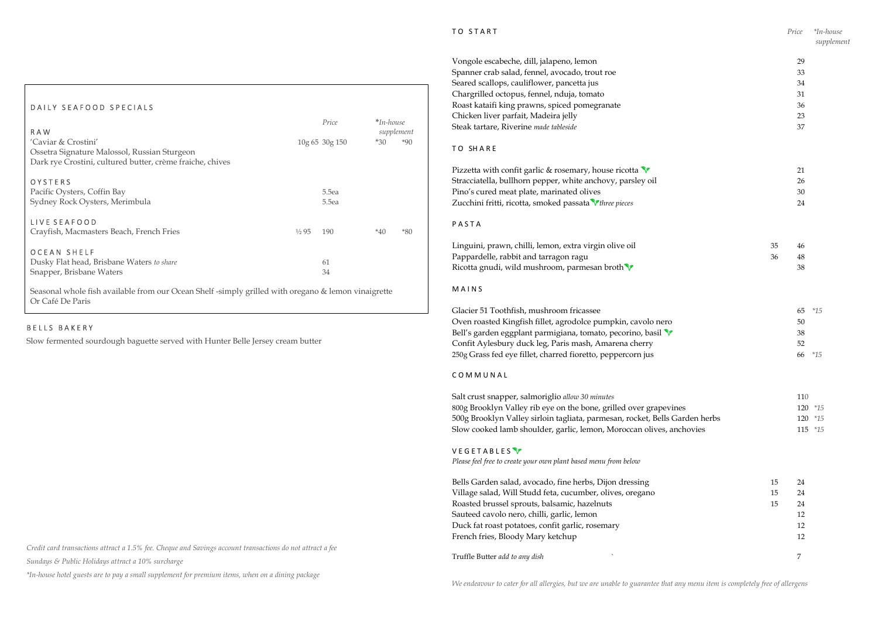## DAILY SEAFOOD SPECIALS

| RAW | Price | | *In-house supplement | |
|---|---|---|---|---|
| 'Caviar & Crostini' | 10g 65 | 30g 150 | *30 | *90 |
| Ossetra Signature Malossol, Russian Sturgeon | | | | |
| Dark rye Crostini, cultured butter, crème fraiche, chives | | | | |

| OYSTERS | Price |
|---|---|
| Pacific Oysters, Coffin Bay | 5.5ea |
| Sydney Rock Oysters, Merimbula | 5.5ea |

| LIVE SEAFOOD | Price | | *In-house supplement | |
|---|---|---|---|---|
| Crayfish, Macmasters Beach, French Fries | ½ 95 | 190 | *40 | *80 |

| OCEAN SHELF | Price |
|---|---|
| Dusky Flat head, Brisbane Waters *to share* | 61 |
| Snapper, Brisbane Waters | 34 |

Seasonal whole fish available from our Ocean Shelf -simply grilled with oregano & lemon vinaigrette Or Café De Paris

## BELLS BAKERY

Slow fermented sourdough baguette served with Hunter Belle Jersey cream butter

*Credit card transactions attract a 1.5% fee. Cheque and Savings account transactions do not attract a fee*

*Sundays & Public Holidays attract a 10% surcharge*

*\*In-house hotel guests are to pay a small supplement for premium items, when on a dining package*

## TO START

| | | Price | *In-house supplement |
|---|---|---|---|
| Vongole escabeche, dill, jalapeno, lemon | | 29 | |
| Spanner crab salad, fennel, avocado, trout roe | | 33 | |
| Seared scallops, cauliflower, pancetta jus | | 34 | |
| Chargrilled octopus, fennel, nduja, tomato | | 31 | |
| Roast kataifi king prawns, spiced pomegranate | | 36 | |
| Chicken liver parfait, Madeira jelly | | 23 | |
| Steak tartare, Riverine *made tableside* | | 37 | |

## TO SHARE

| | | Price | |
|---|---|---|---|
| Pizzetta with confit garlic & rosemary, house ricotta (V) | | 21 | |
| Stracciatella, bullhorn pepper, white anchovy, parsley oil | | 26 | |
| Pino's cured meat plate, marinated olives | | 30 | |
| Zucchini fritti, ricotta, smoked passata (V) *three pieces* | | 24 | |

## PASTA

| | | Price | |
|---|---|---|---|
| Linguini, prawn, chilli, lemon, extra virgin olive oil | 35 | 46 | |
| Pappardelle, rabbit and tarragon ragu | 36 | 48 | |
| Ricotta gnudi, wild mushroom, parmesan broth (V) | | 38 | |

## MAINS

| | | Price | *In-house supplement |
|---|---|---|---|
| Glacier 51 Toothfish, mushroom fricassee | | 65 | *15 |
| Oven roasted Kingfish fillet, agrodolce pumpkin, cavolo nero | | 50 | |
| Bell's garden eggplant parmigiana, tomato, pecorino, basil (V) | | 38 | |
| Confit Aylesbury duck leg, Paris mash, Amarena cherry | | 52 | |
| 250g Grass fed eye fillet, charred fioretto, peppercorn jus | | 66 | *15 |

## COMMUNAL

| | | Price | *In-house supplement |
|---|---|---|---|
| Salt crust snapper, salmoriglio *allow 30 minutes* | | 110 | |
| 800g Brooklyn Valley rib eye on the bone, grilled over grapevines | | 120 | *15 |
| 500g Brooklyn Valley sirloin tagliata, parmesan, rocket, Bells Garden herbs | | 120 | *15 |
| Slow cooked lamb shoulder, garlic, lemon, Moroccan olives, anchovies | | 115 | *15 |

## VEGETABLES (V)

*Please feel free to create your own plant based menu from below*

| | | Price | |
|---|---|---|---|
| Bells Garden salad, avocado, fine herbs, Dijon dressing | 15 | 24 | |
| Village salad, Will Studd feta, cucumber, olives, oregano | 15 | 24 | |
| Roasted brussel sprouts, balsamic, hazelnuts | 15 | 24 | |
| Sauteed cavolo nero, chilli, garlic, lemon | | 12 | |
| Duck fat roast potatoes, confit garlic, rosemary | | 12 | |
| French fries, Bloody Mary ketchup | | 12 | |
| Truffle Butter *add to any dish* | | 7 | |

*We endeavour to cater for all allergies, but we are unable to guarantee that any menu item is completely free of allergens*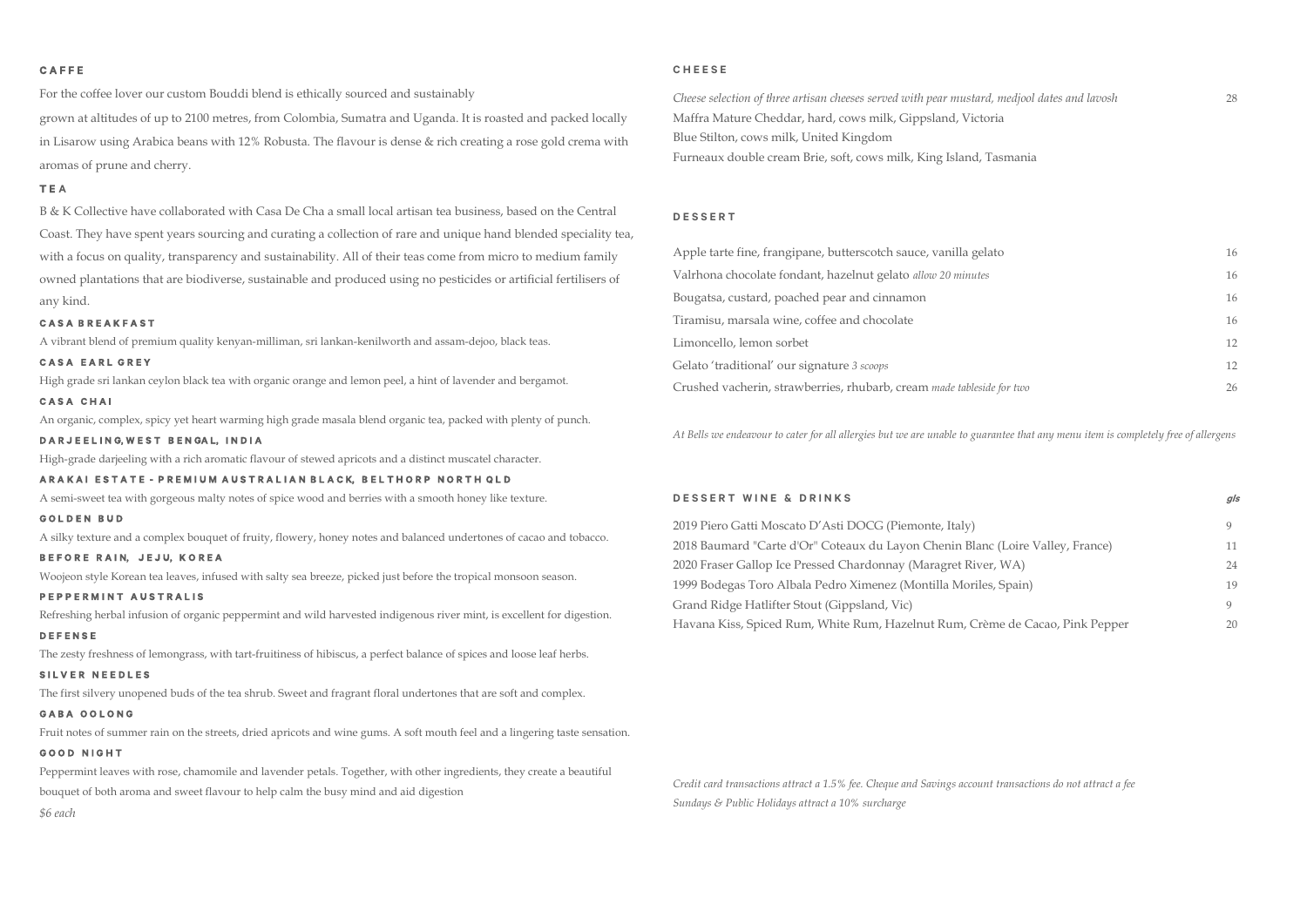## CAFFE

For the coffee lover our custom Bouddi blend is ethically sourced and sustainably grown at altitudes of up to 2100 metres, from Colombia, Sumatra and Uganda. It is roasted and packed locally in Lisarow using Arabica beans with 12% Robusta. The flavour is dense & rich creating a rose gold crema with aromas of prune and cherry.

## TEA

B & K Collective have collaborated with Casa De Cha a small local artisan tea business, based on the Central Coast. They have spent years sourcing and curating a collection of rare and unique hand blended speciality tea, with a focus on quality, transparency and sustainability. All of their teas come from micro to medium family owned plantations that are biodiverse, sustainable and produced using no pesticides or artificial fertilisers of any kind.

### CASA BREAKFAST

A vibrant blend of premium quality kenyan-milliman, sri lankan-kenilworth and assam-dejoo, black teas.

### CASA EARL GREY

High grade sri lankan ceylon black tea with organic orange and lemon peel, a hint of lavender and bergamot.

### CASA CHAI

An organic, complex, spicy yet heart warming high grade masala blend organic tea, packed with plenty of punch.

### DARJEELING, WEST BENGAL, INDIA

High-grade darjeeling with a rich aromatic flavour of stewed apricots and a distinct muscatel character.

### ARAKAI ESTATE - PREMIUM AUSTRALIAN BLACK, BELTHORP NORTH QLD

A semi-sweet tea with gorgeous malty notes of spice wood and berries with a smooth honey like texture.

### GOLDEN BUD

A silky texture and a complex bouquet of fruity, flowery, honey notes and balanced undertones of cacao and tobacco.

### BEFORE RAIN, JEJU, KOREA

Woojeon style Korean tea leaves, infused with salty sea breeze, picked just before the tropical monsoon season.

### PEPPERMINT AUSTRALIS

Refreshing herbal infusion of organic peppermint and wild harvested indigenous river mint, is excellent for digestion.

### DEFENSE

The zesty freshness of lemongrass, with tart-fruitiness of hibiscus, a perfect balance of spices and loose leaf herbs.

### SILVER NEEDLES

The first silvery unopened buds of the tea shrub. Sweet and fragrant floral undertones that are soft and complex.

### GABA OOLONG

Fruit notes of summer rain on the streets, dried apricots and wine gums. A soft mouth feel and a lingering taste sensation.

### GOOD NIGHT

Peppermint leaves with rose, chamomile and lavender petals. Together, with other ingredients, they create a beautiful bouquet of both aroma and sweet flavour to help calm the busy mind and aid digestion

*$6 each*

## CHEESE

| | |
|---|---|
| *Cheese selection of three artisan cheeses served with pear mustard, medjool dates and lavosh* | 28 |

Maffra Mature Cheddar, hard, cows milk, Gippsland, Victoria
Blue Stilton, cows milk, United Kingdom
Furneaux double cream Brie, soft, cows milk, King Island, Tasmania

## DESSERT

| | |
|---|---|
| Apple tarte fine, frangipane, butterscotch sauce, vanilla gelato | 16 |
| Valrhona chocolate fondant, hazelnut gelato *allow 20 minutes* | 16 |
| Bougatsa, custard, poached pear and cinnamon | 16 |
| Tiramisu, marsala wine, coffee and chocolate | 16 |
| Limoncello, lemon sorbet | 12 |
| Gelato 'traditional' our signature *3 scoops* | 12 |
| Crushed vacherin, strawberries, rhubarb, cream *made tableside for two* | 26 |

*At Bells we endeavour to cater for all allergies but we are unable to guarantee that any menu item is completely free of allergens*

## DESSERT WINE & DRINKS

| | ***gls*** |
|---|---|
| 2019 Piero Gatti Moscato D'Asti DOCG (Piemonte, Italy) | 9 |
| 2018 Baumard "Carte d'Or" Coteaux du Layon Chenin Blanc (Loire Valley, France) | 11 |
| 2020 Fraser Gallop Ice Pressed Chardonnay (Maragret River, WA) | 24 |
| 1999 Bodegas Toro Albala Pedro Ximenez (Montilla Moriles, Spain) | 19 |
| Grand Ridge Hatlifter Stout (Gippsland, Vic) | 9 |
| Havana Kiss, Spiced Rum, White Rum, Hazelnut Rum, Crème de Cacao, Pink Pepper | 20 |

*Credit card transactions attract a 1.5% fee. Cheque and Savings account transactions do not attract a fee*
*Sundays & Public Holidays attract a 10% surcharge*